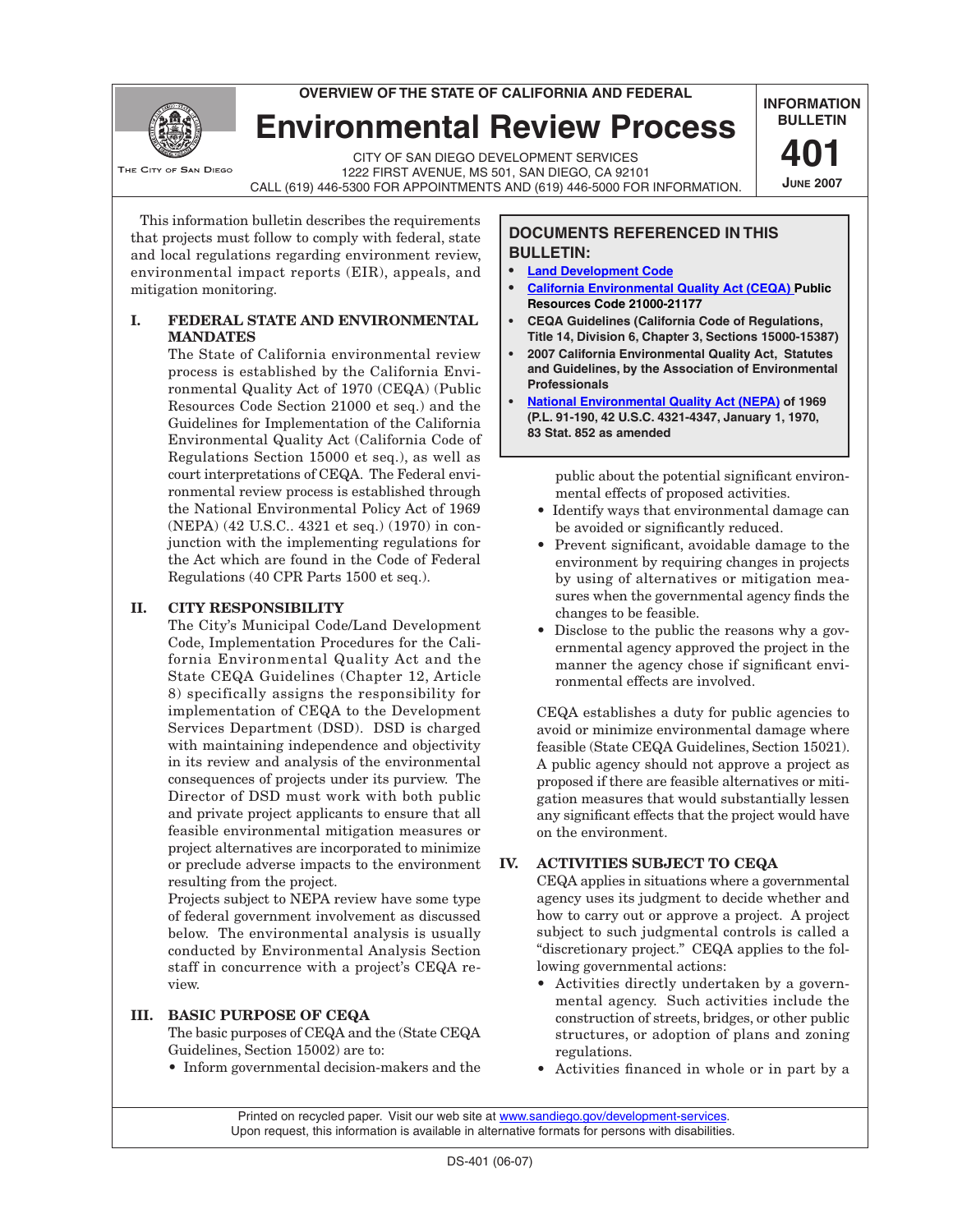OVERVIEW OF THE STATE OF CALIFORNIA AND FEDERAL

# Environmental Review Process

CITY OF SAN DIEGO DEVELOPMENT SERVICES
1222 FIRST AVENUE, MS 501, SAN DIEGO, CA 92101
CALL (619) 446-5300 FOR APPOINTMENTS AND (619) 446-5000 FOR INFORMATION.

THE CITY OF SAN DIEGO

**INFORMATION BULLETIN 401**
**JUNE 2007**

This information bulletin describes the requirements that projects must follow to comply with federal, state and local regulations regarding environment review, environmental impact reports (EIR), appeals, and mitigation monitoring.

> **DOCUMENTS REFERENCED IN THIS BULLETIN:**
> - **Land Development Code**
> - **California Environmental Quality Act (CEQA) Public Resources Code 21000-21177**
> - **CEQA Guidelines (California Code of Regulations, Title 14, Division 6, Chapter 3, Sections 15000-15387)**
> - **2007 California Environmental Quality Act, Statutes and Guidelines, by the Association of Environmental Professionals**
> - **National Environmental Quality Act (NEPA) of 1969 (P.L. 91-190, 42 U.S.C. 4321-4347, January 1, 1970, 83 Stat. 852 as amended**

## I. FEDERAL STATE AND ENVIRONMENTAL MANDATES

The State of California environmental review process is established by the California Environmental Quality Act of 1970 (CEQA) (Public Resources Code Section 21000 et seq.) and the Guidelines for Implementation of the California Environmental Quality Act (California Code of Regulations Section 15000 et seq.), as well as court interpretations of CEQA. The Federal environmental review process is established through the National Environmental Policy Act of 1969 (NEPA) (42 U.S.C.. 4321 et seq.) (1970) in conjunction with the implementing regulations for the Act which are found in the Code of Federal Regulations (40 CPR Parts 1500 et seq.).

## II. CITY RESPONSIBILITY

The City's Municipal Code/Land Development Code, Implementation Procedures for the California Environmental Quality Act and the State CEQA Guidelines (Chapter 12, Article 8) specifically assigns the responsibility for implementation of CEQA to the Development Services Department (DSD). DSD is charged with maintaining independence and objectivity in its review and analysis of the environmental consequences of projects under its purview. The Director of DSD must work with both public and private project applicants to ensure that all feasible environmental mitigation measures or project alternatives are incorporated to minimize or preclude adverse impacts to the environment resulting from the project.

Projects subject to NEPA review have some type of federal government involvement as discussed below. The environmental analysis is usually conducted by Environmental Analysis Section staff in concurrence with a project's CEQA review.

## III. BASIC PURPOSE OF CEQA

The basic purposes of CEQA and the (State CEQA Guidelines, Section 15002) are to:

- Inform governmental decision-makers and the public about the potential significant environmental effects of proposed activities.
- Identify ways that environmental damage can be avoided or significantly reduced.
- Prevent significant, avoidable damage to the environment by requiring changes in projects by using of alternatives or mitigation measures when the governmental agency finds the changes to be feasible.
- Disclose to the public the reasons why a governmental agency approved the project in the manner the agency chose if significant environmental effects are involved.

CEQA establishes a duty for public agencies to avoid or minimize environmental damage where feasible (State CEQA Guidelines, Section 15021). A public agency should not approve a project as proposed if there are feasible alternatives or mitigation measures that would substantially lessen any significant effects that the project would have on the environment.

## IV. ACTIVITIES SUBJECT TO CEQA

CEQA applies in situations where a governmental agency uses its judgment to decide whether and how to carry out or approve a project. A project subject to such judgmental controls is called a "discretionary project." CEQA applies to the following governmental actions:

- Activities directly undertaken by a governmental agency. Such activities include the construction of streets, bridges, or other public structures, or adoption of plans and zoning regulations.
- Activities financed in whole or in part by a

Printed on recycled paper. Visit our web site at www.sandiego.gov/development-services.
Upon request, this information is available in alternative formats for persons with disabilities.

DS-401 (06-07)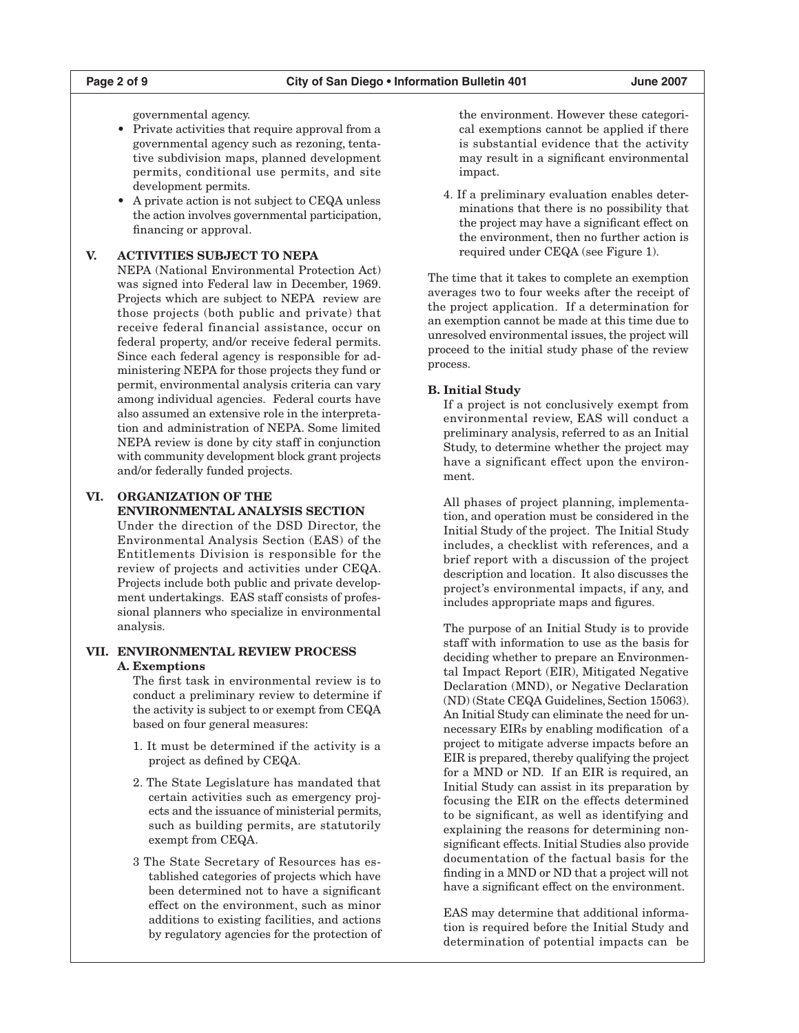governmental agency.

- Private activities that require approval from a governmental agency such as rezoning, tentative subdivision maps, planned development permits, conditional use permits, and site development permits.
- A private action is not subject to CEQA unless the action involves governmental participation, financing or approval.

## V. ACTIVITIES SUBJECT TO NEPA

NEPA (National Environmental Protection Act) was signed into Federal law in December, 1969. Projects which are subject to NEPA review are those projects (both public and private) that receive federal financial assistance, occur on federal property, and/or receive federal permits. Since each federal agency is responsible for administering NEPA for those projects they fund or permit, environmental analysis criteria can vary among individual agencies. Federal courts have also assumed an extensive role in the interpretation and administration of NEPA. Some limited NEPA review is done by city staff in conjunction with community development block grant projects and/or federally funded projects.

## VI. ORGANIZATION OF THE ENVIRONMENTAL ANALYSIS SECTION

Under the direction of the DSD Director, the Environmental Analysis Section (EAS) of the Entitlements Division is responsible for the review of projects and activities under CEQA. Projects include both public and private development undertakings. EAS staff consists of professional planners who specialize in environmental analysis.

## VII. ENVIRONMENTAL REVIEW PROCESS

### A. Exemptions

The first task in environmental review is to conduct a preliminary review to determine if the activity is subject to or exempt from CEQA based on four general measures:

1. It must be determined if the activity is a project as defined by CEQA.
2. The State Legislature has mandated that certain activities such as emergency projects and the issuance of ministerial permits, such as building permits, are statutorily exempt from CEQA.
3. The State Secretary of Resources has established categories of projects which have been determined not to have a significant effect on the environment, such as minor additions to existing facilities, and actions by regulatory agencies for the protection of the environment. However these categorical exemptions cannot be applied if there is substantial evidence that the activity may result in a significant environmental impact.
4. If a preliminary evaluation enables determinations that there is no possibility that the project may have a significant effect on the environment, then no further action is required under CEQA (see Figure 1).

The time that it takes to complete an exemption averages two to four weeks after the receipt of the project application. If a determination for an exemption cannot be made at this time due to unresolved environmental issues, the project will proceed to the initial study phase of the review process.

### B. Initial Study

If a project is not conclusively exempt from environmental review, EAS will conduct a preliminary analysis, referred to as an Initial Study, to determine whether the project may have a significant effect upon the environment.

All phases of project planning, implementation, and operation must be considered in the Initial Study of the project. The Initial Study includes, a checklist with references, and a brief report with a discussion of the project description and location. It also discusses the project's environmental impacts, if any, and includes appropriate maps and figures.

The purpose of an Initial Study is to provide staff with information to use as the basis for deciding whether to prepare an Environmental Impact Report (EIR), Mitigated Negative Declaration (MND), or Negative Declaration (ND) (State CEQA Guidelines, Section 15063). An Initial Study can eliminate the need for unnecessary EIRs by enabling modification of a project to mitigate adverse impacts before an EIR is prepared, thereby qualifying the project for a MND or ND. If an EIR is required, an Initial Study can assist in its preparation by focusing the EIR on the effects determined to be significant, as well as identifying and explaining the reasons for determining non-significant effects. Initial Studies also provide documentation of the factual basis for the finding in a MND or ND that a project will not have a significant effect on the environment.

EAS may determine that additional information is required before the Initial Study and determination of potential impacts can be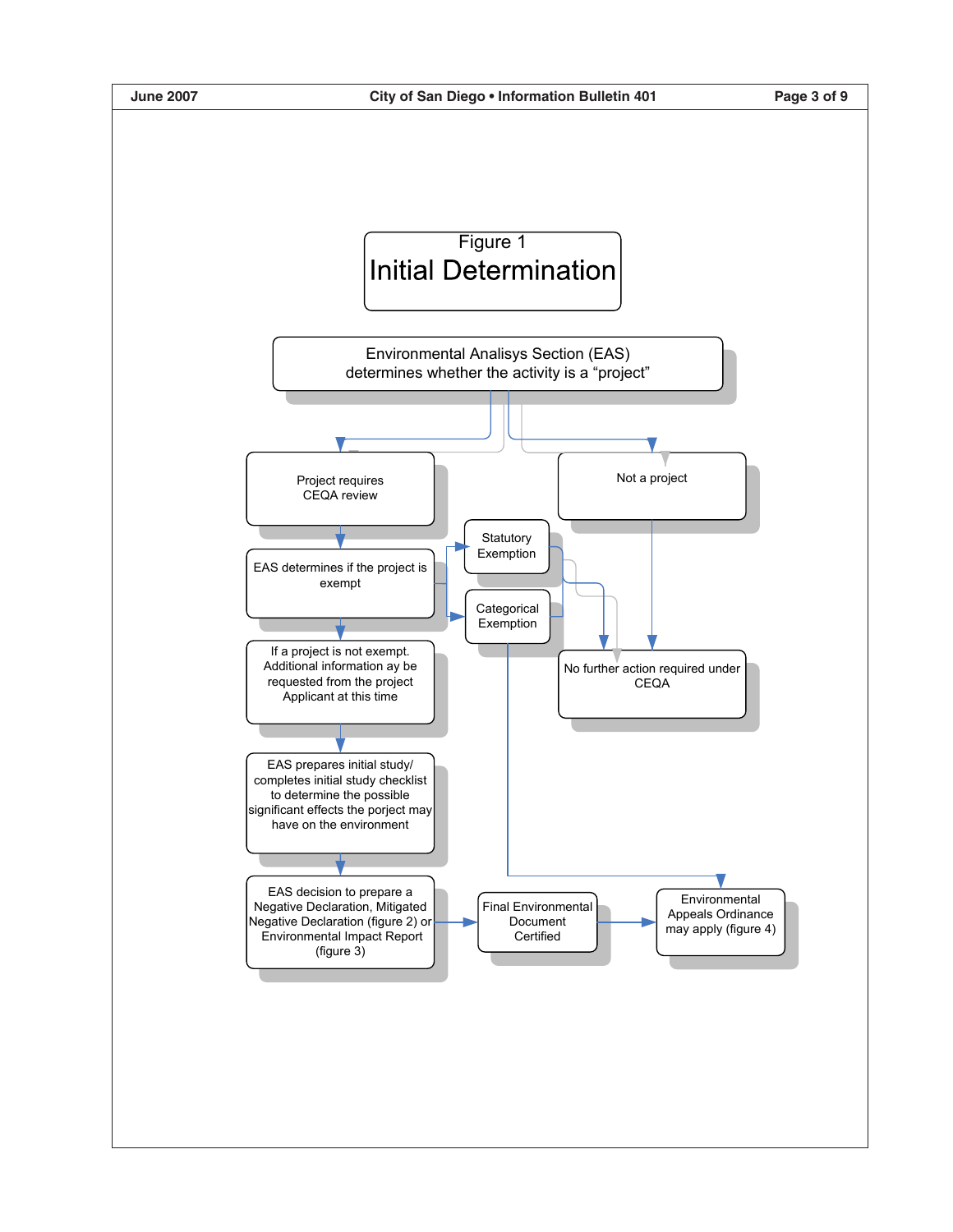# Figure 1
## Initial Determination

Environmental Analisys Section (EAS) determines whether the activity is a "project"

Project requires CEQA review

Not a project

EAS determines if the project is exempt

Statutory Exemption

Categorical Exemption

No further action required under CEQA

If a project is not exempt. Additional information ay be requested from the project Applicant at this time

EAS prepares initial study/ completes initial study checklist to determine the possible significant effects the porject may have on the environment

EAS decision to prepare a Negative Declaration, Mitigated Negative Declaration (figure 2) or Environmental Impact Report (figure 3)

Final Environmental Document Certified

Environmental Appeals Ordinance may apply (figure 4)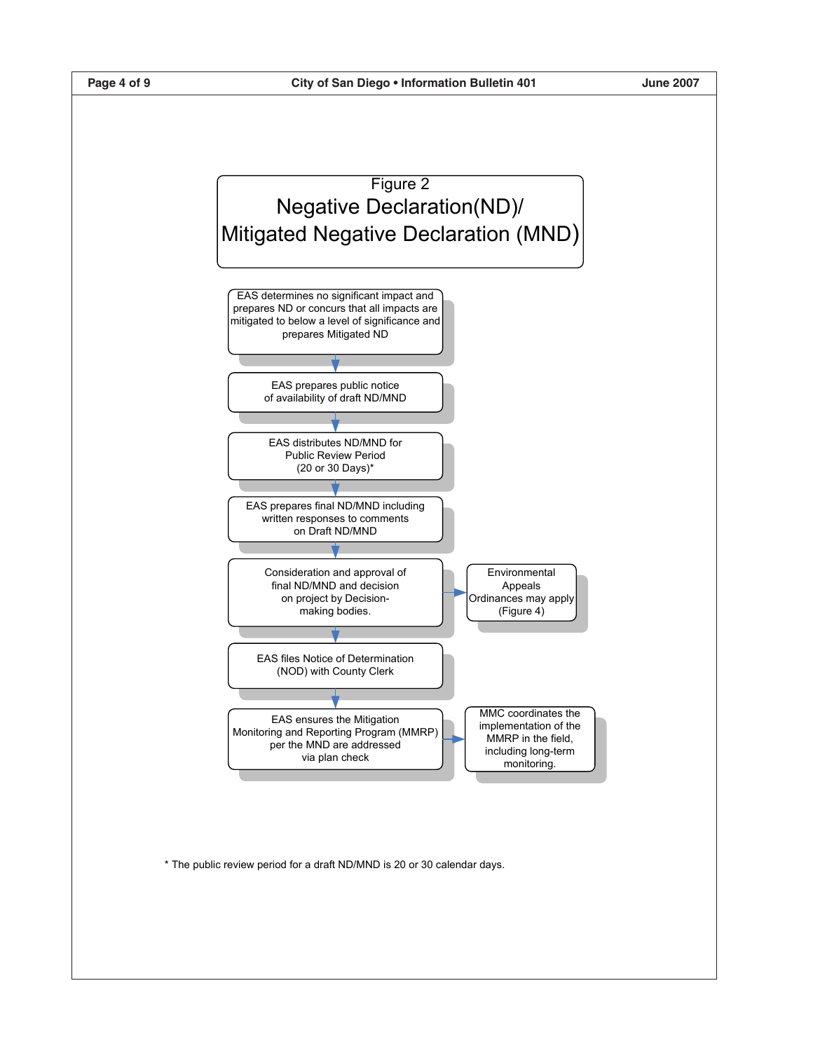# Figure 2

## Negative Declaration(ND)/ Mitigated Negative Declaration (MND)

1. EAS determines no significant impact and prepares ND or concurs that all impacts are mitigated to below a level of significance and prepares Mitigated ND
2. EAS prepares public notice of availability of draft ND/MND
3. EAS distributes ND/MND for Public Review Period (20 or 30 Days)*
4. EAS prepares final ND/MND including written responses to comments on Draft ND/MND
5. Consideration and approval of final ND/MND and decision on project by Decision-making bodies.
   - → Environmental Appeals Ordinances may apply (Figure 4)
6. EAS files Notice of Determination (NOD) with County Clerk
7. EAS ensures the Mitigation Monitoring and Reporting Program (MMRP) per the MND are addressed via plan check
   - → MMC coordinates the implementation of the MMRP in the field, including long-term monitoring.

* The public review period for a draft ND/MND is 20 or 30 calendar days.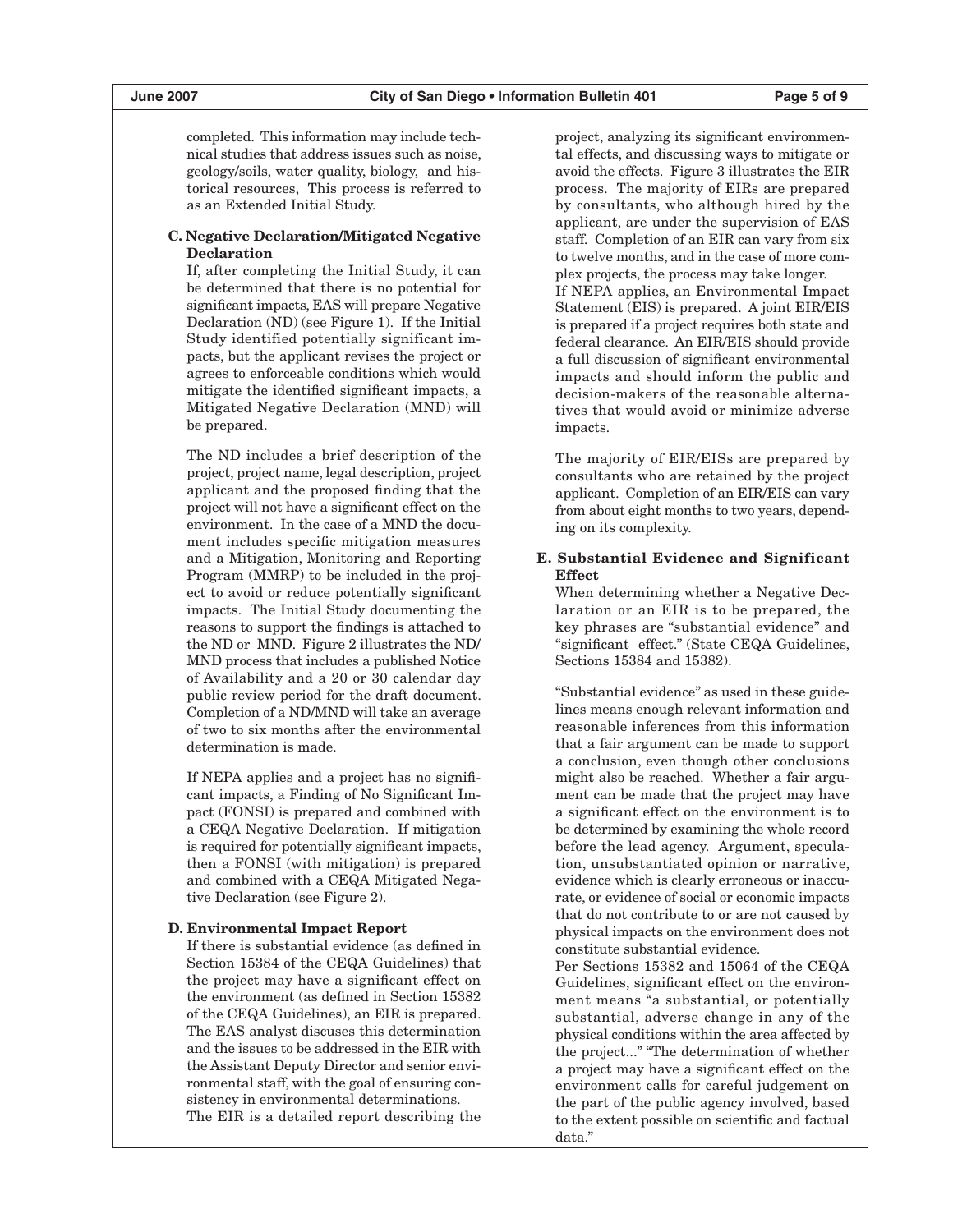completed. This information may include technical studies that address issues such as noise, geology/soils, water quality, biology, and historical resources, This process is referred to as an Extended Initial Study.

**C. Negative Declaration/Mitigated Negative Declaration**

If, after completing the Initial Study, it can be determined that there is no potential for significant impacts, EAS will prepare Negative Declaration (ND) (see Figure 1). If the Initial Study identified potentially significant impacts, but the applicant revises the project or agrees to enforceable conditions which would mitigate the identified significant impacts, a Mitigated Negative Declaration (MND) will be prepared.

The ND includes a brief description of the project, project name, legal description, project applicant and the proposed finding that the project will not have a significant effect on the environment. In the case of a MND the document includes specific mitigation measures and a Mitigation, Monitoring and Reporting Program (MMRP) to be included in the project to avoid or reduce potentially significant impacts. The Initial Study documenting the reasons to support the findings is attached to the ND or MND. Figure 2 illustrates the ND/MND process that includes a published Notice of Availability and a 20 or 30 calendar day public review period for the draft document. Completion of a ND/MND will take an average of two to six months after the environmental determination is made.

If NEPA applies and a project has no significant impacts, a Finding of No Significant Impact (FONSI) is prepared and combined with a CEQA Negative Declaration. If mitigation is required for potentially significant impacts, then a FONSI (with mitigation) is prepared and combined with a CEQA Mitigated Negative Declaration (see Figure 2).

**D. Environmental Impact Report**

If there is substantial evidence (as defined in Section 15384 of the CEQA Guidelines) that the project may have a significant effect on the environment (as defined in Section 15382 of the CEQA Guidelines), an EIR is prepared. The EAS analyst discuses this determination and the issues to be addressed in the EIR with the Assistant Deputy Director and senior environmental staff, with the goal of ensuring consistency in environmental determinations.

The EIR is a detailed report describing the project, analyzing its significant environmental effects, and discussing ways to mitigate or avoid the effects. Figure 3 illustrates the EIR process. The majority of EIRs are prepared by consultants, who although hired by the applicant, are under the supervision of EAS staff. Completion of an EIR can vary from six to twelve months, and in the case of more complex projects, the process may take longer.

If NEPA applies, an Environmental Impact Statement (EIS) is prepared. A joint EIR/EIS is prepared if a project requires both state and federal clearance. An EIR/EIS should provide a full discussion of significant environmental impacts and should inform the public and decision-makers of the reasonable alternatives that would avoid or minimize adverse impacts.

The majority of EIR/EISs are prepared by consultants who are retained by the project applicant. Completion of an EIR/EIS can vary from about eight months to two years, depending on its complexity.

**E. Substantial Evidence and Significant Effect**

When determining whether a Negative Declaration or an EIR is to be prepared, the key phrases are "substantial evidence" and "significant effect." (State CEQA Guidelines, Sections 15384 and 15382).

"Substantial evidence" as used in these guidelines means enough relevant information and reasonable inferences from this information that a fair argument can be made to support a conclusion, even though other conclusions might also be reached. Whether a fair argument can be made that the project may have a significant effect on the environment is to be determined by examining the whole record before the lead agency. Argument, speculation, unsubstantiated opinion or narrative, evidence which is clearly erroneous or inaccurate, or evidence of social or economic impacts that do not contribute to or are not caused by physical impacts on the environment does not constitute substantial evidence.

Per Sections 15382 and 15064 of the CEQA Guidelines, significant effect on the environment means "a substantial, or potentially substantial, adverse change in any of the physical conditions within the area affected by the project..." "The determination of whether a project may have a significant effect on the environment calls for careful judgement on the part of the public agency involved, based to the extent possible on scientific and factual data."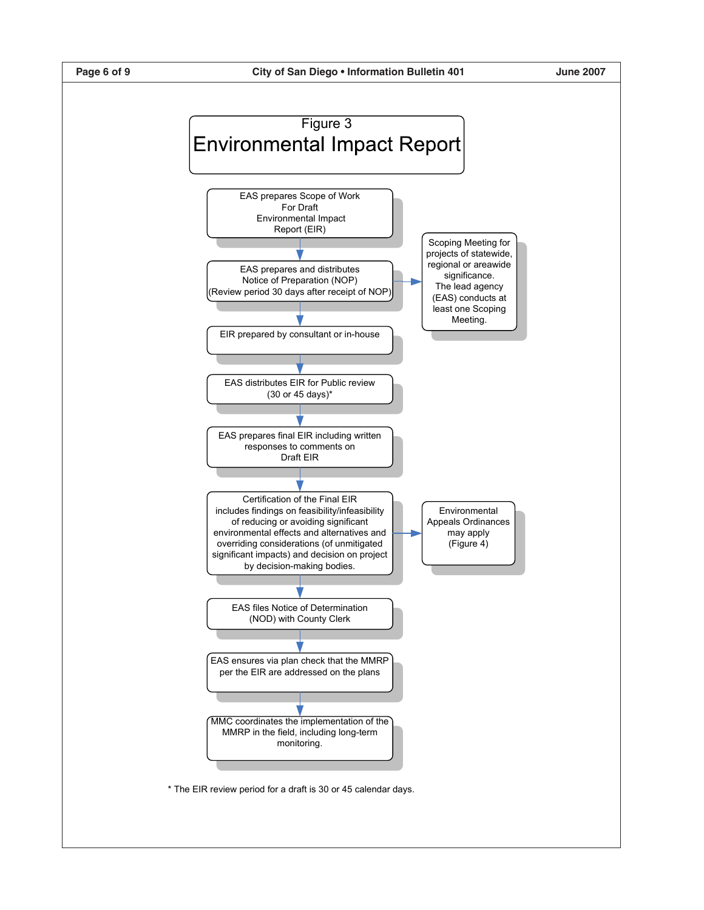# Figure 3
# Environmental Impact Report

EAS prepares Scope of Work For Draft Environmental Impact Report (EIR)

↓

EAS prepares and distributes Notice of Preparation (NOP) (Review period 30 days after receipt of NOP)

→ Scoping Meeting for projects of statewide, regional or areawide significance. The lead agency (EAS) conducts at least one Scoping Meeting.

↓

EIR prepared by consultant or in-house

↓

EAS distributes EIR for Public review (30 or 45 days)*

↓

EAS prepares final EIR including written responses to comments on Draft EIR

↓

Certification of the Final EIR includes findings on feasibility/infeasibility of reducing or avoiding significant environmental effects and alternatives and overriding considerations (of unmitigated significant impacts) and decision on project by decision-making bodies.

→ Environmental Appeals Ordinances may apply (Figure 4)

↓

EAS files Notice of Determination (NOD) with County Clerk

↓

EAS ensures via plan check that the MMRP per the EIR are addressed on the plans

↓

MMC coordinates the implementation of the MMRP in the field, including long-term monitoring.

* The EIR review period for a draft is 30 or 45 calendar days.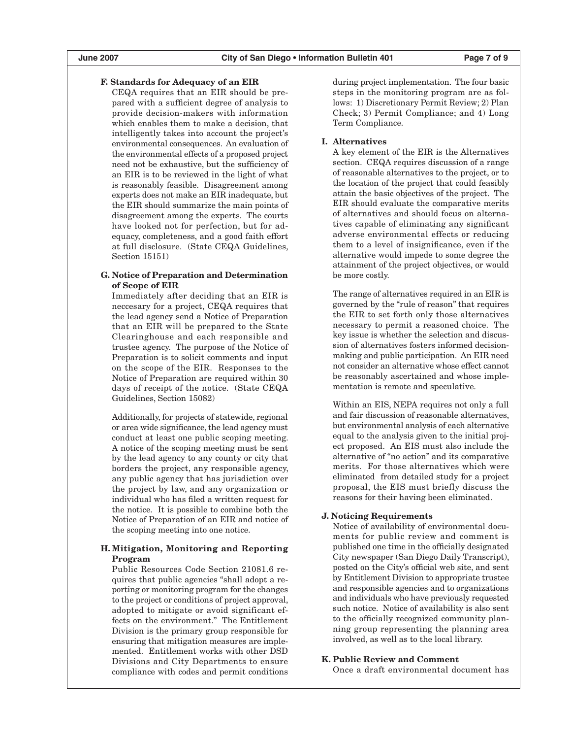### F. Standards for Adequacy of an EIR

CEQA requires that an EIR should be prepared with a sufficient degree of analysis to provide decision-makers with information which enables them to make a decision, that intelligently takes into account the project's environmental consequences. An evaluation of the environmental effects of a proposed project need not be exhaustive, but the sufficiency of an EIR is to be reviewed in the light of what is reasonably feasible. Disagreement among experts does not make an EIR inadequate, but the EIR should summarize the main points of disagreement among the experts. The courts have looked not for perfection, but for adequacy, completeness, and a good faith effort at full disclosure. (State CEQA Guidelines, Section 15151)

### G. Notice of Preparation and Determination of Scope of EIR

Immediately after deciding that an EIR is neccesary for a project, CEQA requires that the lead agency send a Notice of Preparation that an EIR will be prepared to the State Clearinghouse and each responsible and trustee agency. The purpose of the Notice of Preparation is to solicit comments and input on the scope of the EIR. Responses to the Notice of Preparation are required within 30 days of receipt of the notice. (State CEQA Guidelines, Section 15082)

Additionally, for projects of statewide, regional or area wide significance, the lead agency must conduct at least one public scoping meeting. A notice of the scoping meeting must be sent by the lead agency to any county or city that borders the project, any responsible agency, any public agency that has jurisdiction over the project by law, and any organization or individual who has filed a written request for the notice. It is possible to combine both the Notice of Preparation of an EIR and notice of the scoping meeting into one notice.

### H. Mitigation, Monitoring and Reporting Program

Public Resources Code Section 21081.6 requires that public agencies "shall adopt a reporting or monitoring program for the changes to the project or conditions of project approval, adopted to mitigate or avoid significant effects on the environment." The Entitlement Division is the primary group responsible for ensuring that mitigation measures are implemented. Entitlement works with other DSD Divisions and City Departments to ensure compliance with codes and permit conditions during project implementation. The four basic steps in the monitoring program are as follows: 1) Discretionary Permit Review; 2) Plan Check; 3) Permit Compliance; and 4) Long Term Compliance.

### I. Alternatives

A key element of the EIR is the Alternatives section. CEQA requires discussion of a range of reasonable alternatives to the project, or to the location of the project that could feasibly attain the basic objectives of the project. The EIR should evaluate the comparative merits of alternatives and should focus on alternatives capable of eliminating any significant adverse environmental effects or reducing them to a level of insignificance, even if the alternative would impede to some degree the attainment of the project objectives, or would be more costly.

The range of alternatives required in an EIR is governed by the "rule of reason" that requires the EIR to set forth only those alternatives necessary to permit a reasoned choice. The key issue is whether the selection and discussion of alternatives fosters informed decision-making and public participation. An EIR need not consider an alternative whose effect cannot be reasonably ascertained and whose implementation is remote and speculative.

Within an EIS, NEPA requires not only a full and fair discussion of reasonable alternatives, but environmental analysis of each alternative equal to the analysis given to the initial project proposed. An EIS must also include the alternative of "no action" and its comparative merits. For those alternatives which were eliminated from detailed study for a project proposal, the EIS must briefly discuss the reasons for their having been eliminated.

### J. Noticing Requirements

Notice of availability of environmental documents for public review and comment is published one time in the officially designated City newspaper (San Diego Daily Transcript), posted on the City's official web site, and sent by Entitlement Division to appropriate trustee and responsible agencies and to organizations and individuals who have previously requested such notice. Notice of availability is also sent to the officially recognized community planning group representing the planning area involved, as well as to the local library.

### K. Public Review and Comment

Once a draft environmental document has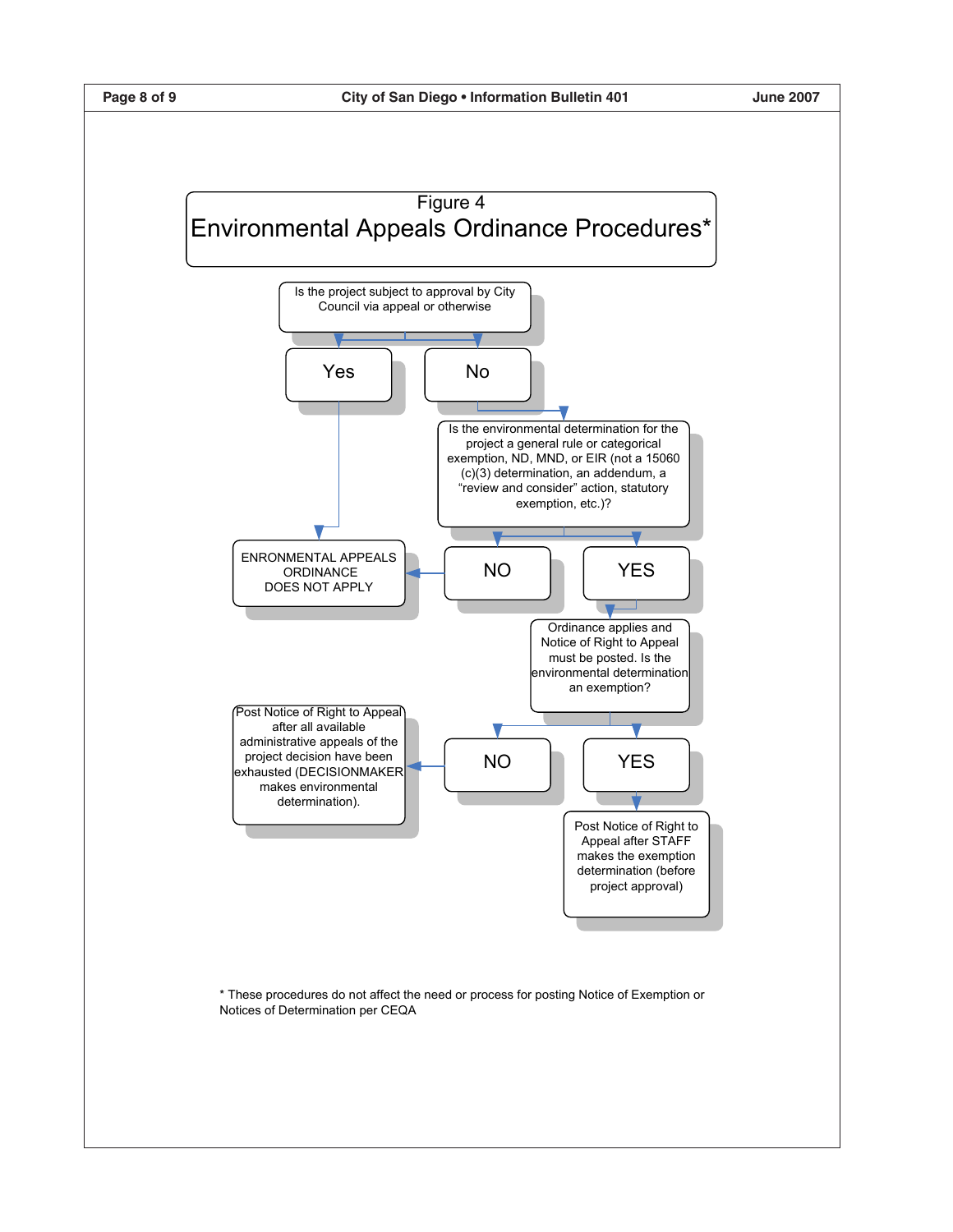# Figure 4
## Environmental Appeals Ordinance Procedures*

Is the project subject to approval by City Council via appeal or otherwise

- **Yes** → ENRONMENTAL APPEALS ORDINANCE DOES NOT APPLY
- **No** → Is the environmental determination for the project a general rule or categorical exemption, ND, MND, or EIR (not a 15060 (c)(3) determination, an addendum, a "review and consider" action, statutory exemption, etc.)?
  - **NO** → ENRONMENTAL APPEALS ORDINANCE DOES NOT APPLY
  - **YES** → Ordinance applies and Notice of Right to Appeal must be posted. Is the environmental determination an exemption?
    - **NO** → Post Notice of Right to Appeal after all available administrative appeals of the project decision have been exhausted (DECISIONMAKER makes environmental determination).
    - **YES** → Post Notice of Right to Appeal after STAFF makes the exemption determination (before project approval)

* These procedures do not affect the need or process for posting Notice of Exemption or Notices of Determination per CEQA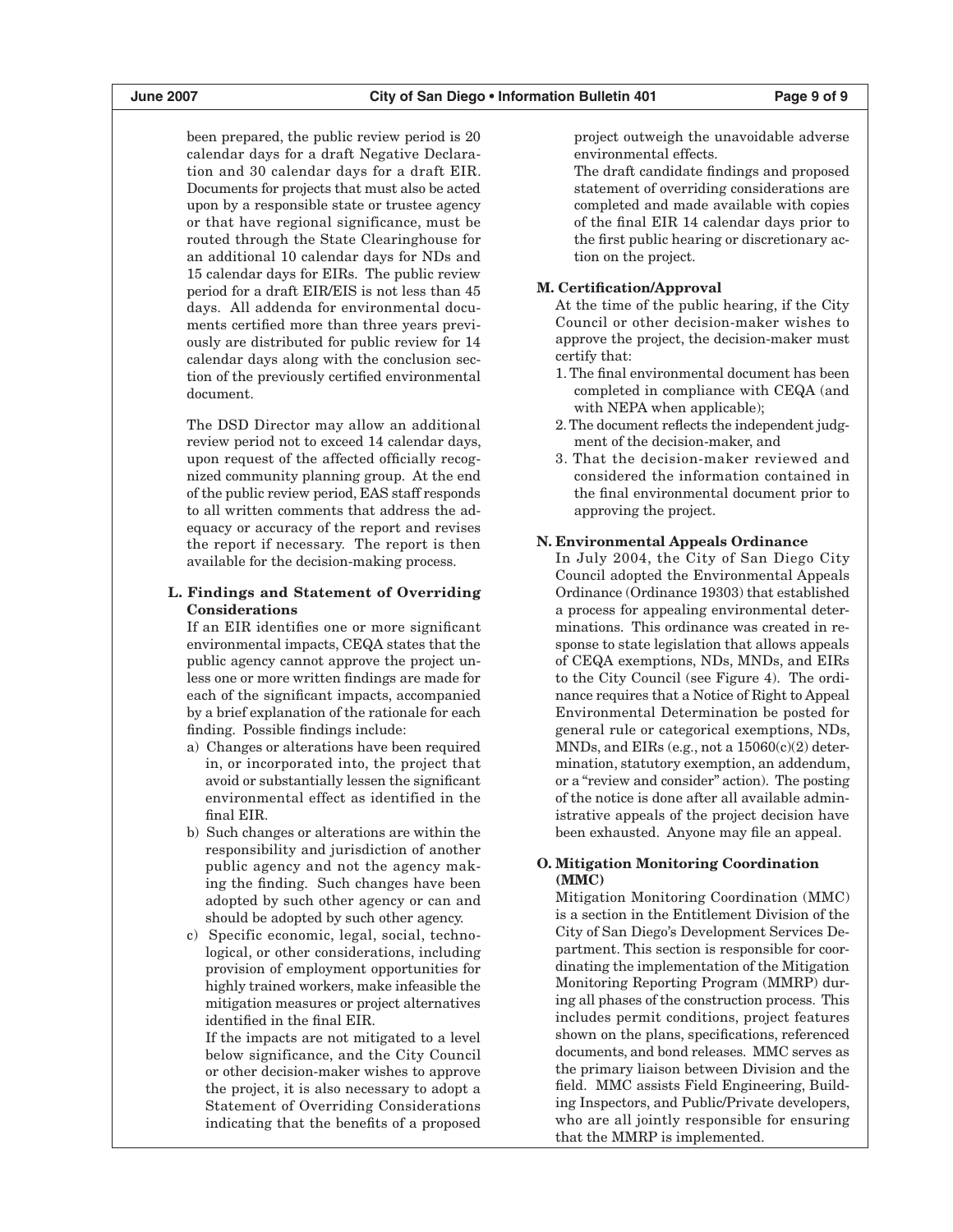been prepared, the public review period is 20 calendar days for a draft Negative Declaration and 30 calendar days for a draft EIR. Documents for projects that must also be acted upon by a responsible state or trustee agency or that have regional significance, must be routed through the State Clearinghouse for an additional 10 calendar days for NDs and 15 calendar days for EIRs. The public review period for a draft EIR/EIS is not less than 45 days. All addenda for environmental documents certified more than three years previously are distributed for public review for 14 calendar days along with the conclusion section of the previously certified environmental document.

The DSD Director may allow an additional review period not to exceed 14 calendar days, upon request of the affected officially recognized community planning group. At the end of the public review period, EAS staff responds to all written comments that address the adequacy or accuracy of the report and revises the report if necessary. The report is then available for the decision-making process.

**L. Findings and Statement of Overriding Considerations**

If an EIR identifies one or more significant environmental impacts, CEQA states that the public agency cannot approve the project unless one or more written findings are made for each of the significant impacts, accompanied by a brief explanation of the rationale for each finding. Possible findings include:

a) Changes or alterations have been required in, or incorporated into, the project that avoid or substantially lessen the significant environmental effect as identified in the final EIR.

b) Such changes or alterations are within the responsibility and jurisdiction of another public agency and not the agency making the finding. Such changes have been adopted by such other agency or can and should be adopted by such other agency.

c) Specific economic, legal, social, technological, or other considerations, including provision of employment opportunities for highly trained workers, make infeasible the mitigation measures or project alternatives identified in the final EIR.

If the impacts are not mitigated to a level below significance, and the City Council or other decision-maker wishes to approve the project, it is also necessary to adopt a Statement of Overriding Considerations indicating that the benefits of a proposed project outweigh the unavoidable adverse environmental effects.

The draft candidate findings and proposed statement of overriding considerations are completed and made available with copies of the final EIR 14 calendar days prior to the first public hearing or discretionary action on the project.

**M. Certification/Approval**

At the time of the public hearing, if the City Council or other decision-maker wishes to approve the project, the decision-maker must certify that:

1. The final environmental document has been completed in compliance with CEQA (and with NEPA when applicable);
2. The document reflects the independent judgment of the decision-maker, and
3. That the decision-maker reviewed and considered the information contained in the final environmental document prior to approving the project.

**N. Environmental Appeals Ordinance**

In July 2004, the City of San Diego City Council adopted the Environmental Appeals Ordinance (Ordinance 19303) that established a process for appealing environmental determinations. This ordinance was created in response to state legislation that allows appeals of CEQA exemptions, NDs, MNDs, and EIRs to the City Council (see Figure 4). The ordinance requires that a Notice of Right to Appeal Environmental Determination be posted for general rule or categorical exemptions, NDs, MNDs, and EIRs (e.g., not a 15060(c)(2) determination, statutory exemption, an addendum, or a "review and consider" action). The posting of the notice is done after all available administrative appeals of the project decision have been exhausted. Anyone may file an appeal.

**O. Mitigation Monitoring Coordination (MMC)**

Mitigation Monitoring Coordination (MMC) is a section in the Entitlement Division of the City of San Diego's Development Services Department. This section is responsible for coordinating the implementation of the Mitigation Monitoring Reporting Program (MMRP) during all phases of the construction process. This includes permit conditions, project features shown on the plans, specifications, referenced documents, and bond releases. MMC serves as the primary liaison between Division and the field. MMC assists Field Engineering, Building Inspectors, and Public/Private developers, who are all jointly responsible for ensuring that the MMRP is implemented.